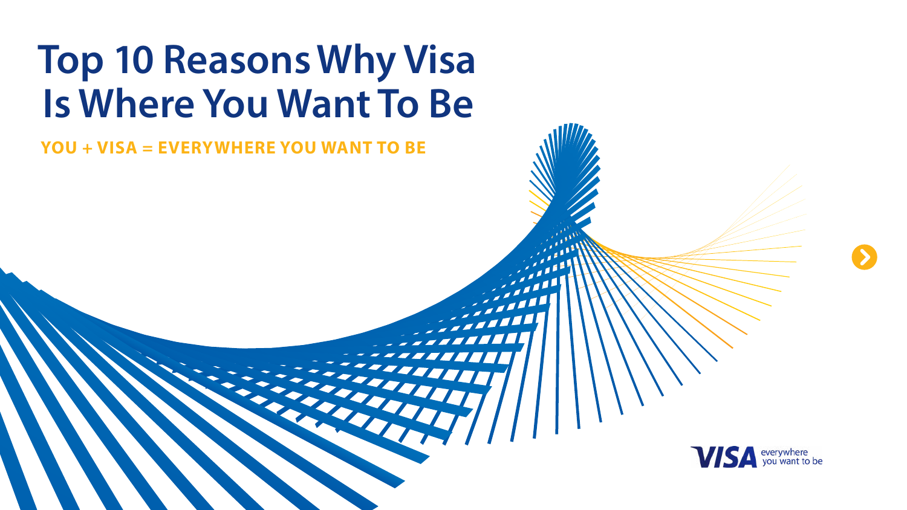# Top 10 Reasons Why Visa Is Where You Want To Be

**YOU + VISA = EVERYWHERE YOU WANT TO BE**

VISA everywhere you want to be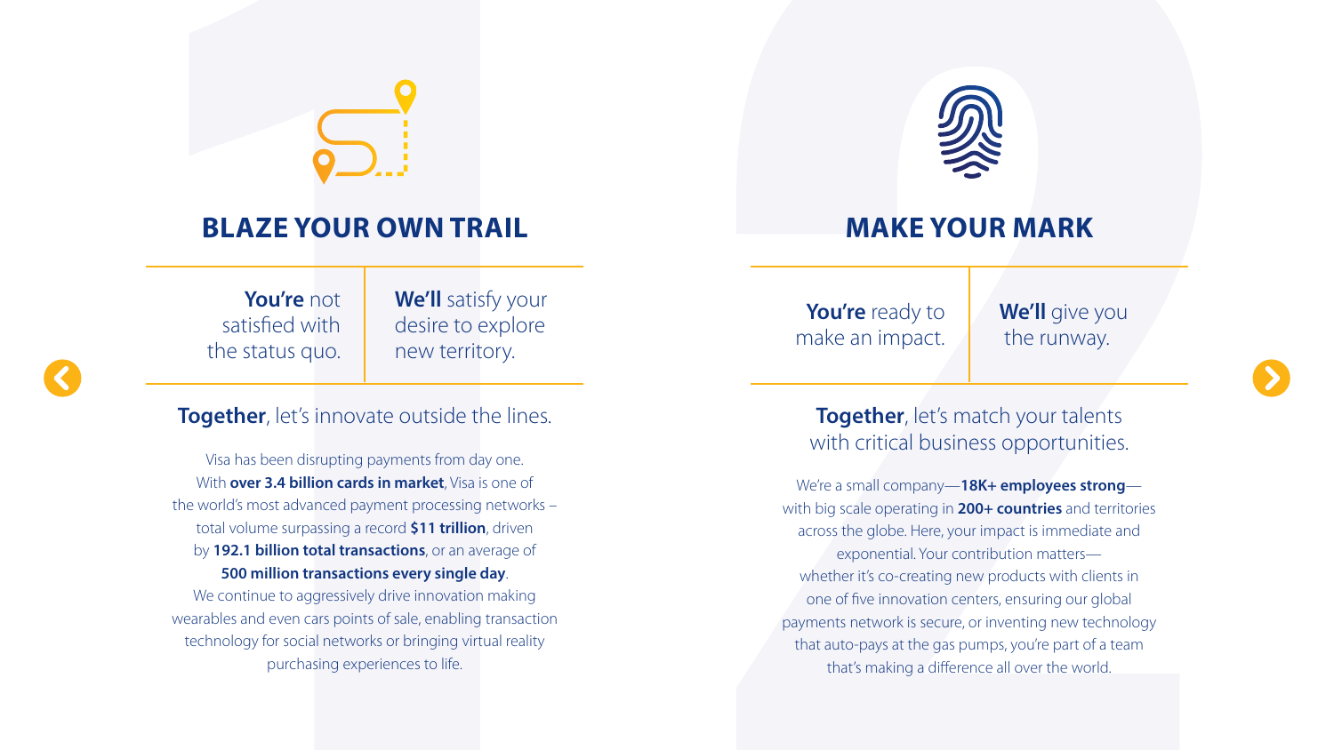## BLAZE YOUR OWN TRAIL

**You're** not satisfied with the status quo.

**We'll** satisfy your desire to explore new territory.

**Together**, let's innovate outside the lines.

Visa has been disrupting payments from day one. With **over 3.4 billion cards in market**, Visa is one of the world's most advanced payment processing networks – total volume surpassing a record **$11 trillion**, driven by **192.1 billion total transactions**, or an average of **500 million transactions every single day**. We continue to aggressively drive innovation making wearables and even cars points of sale, enabling transaction technology for social networks or bringing virtual reality purchasing experiences to life.

## MAKE YOUR MARK

**You're** ready to make an impact.

**We'll** give you the runway.

**Together**, let's match your talents with critical business opportunities.

We're a small company—**18K+ employees strong**—with big scale operating in **200+ countries** and territories across the globe. Here, your impact is immediate and exponential. Your contribution matters— whether it's co-creating new products with clients in one of five innovation centers, ensuring our global payments network is secure, or inventing new technology that auto-pays at the gas pumps, you're part of a team that's making a difference all over the world.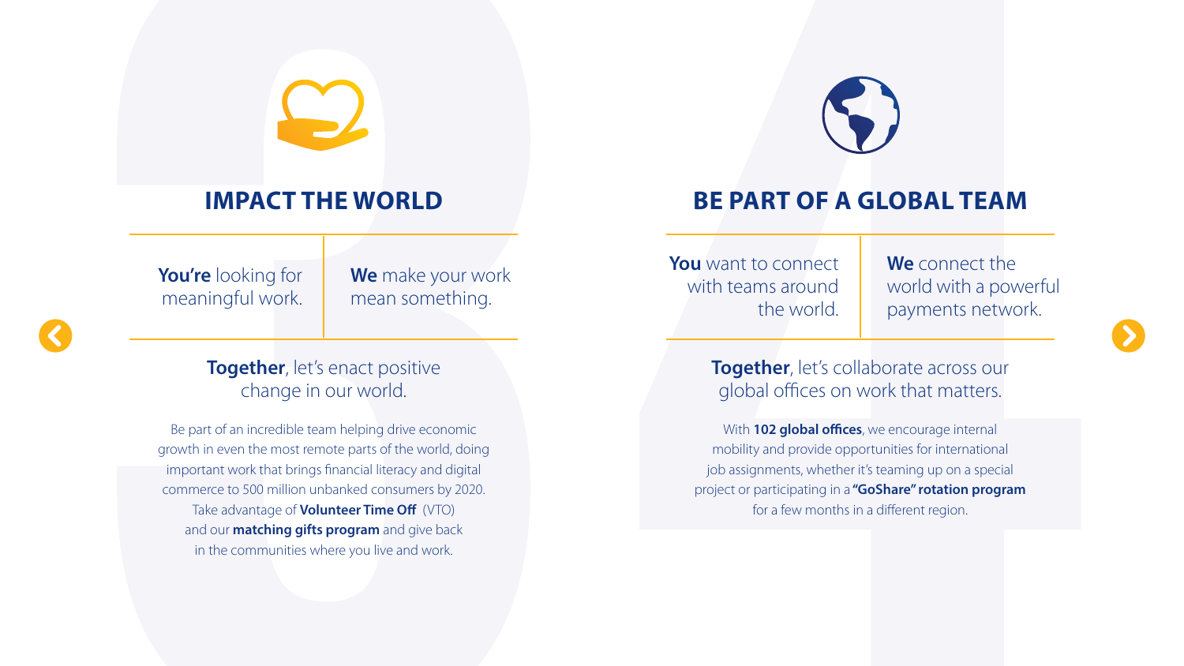## IMPACT THE WORLD

**You're** looking for meaningful work.

**We** make your work mean something.

**Together**, let's enact positive change in our world.

Be part of an incredible team helping drive economic growth in even the most remote parts of the world, doing important work that brings financial literacy and digital commerce to 500 million unbanked consumers by 2020. Take advantage of **Volunteer Time Off** (VTO) and our **matching gifts program** and give back in the communities where you live and work.

## BE PART OF A GLOBAL TEAM

**You** want to connect with teams around the world.

**We** connect the world with a powerful payments network.

**Together**, let's collaborate across our global offices on work that matters.

With **102 global offices**, we encourage internal mobility and provide opportunities for international job assignments, whether it's teaming up on a special project or participating in a **"GoShare" rotation program** for a few months in a different region.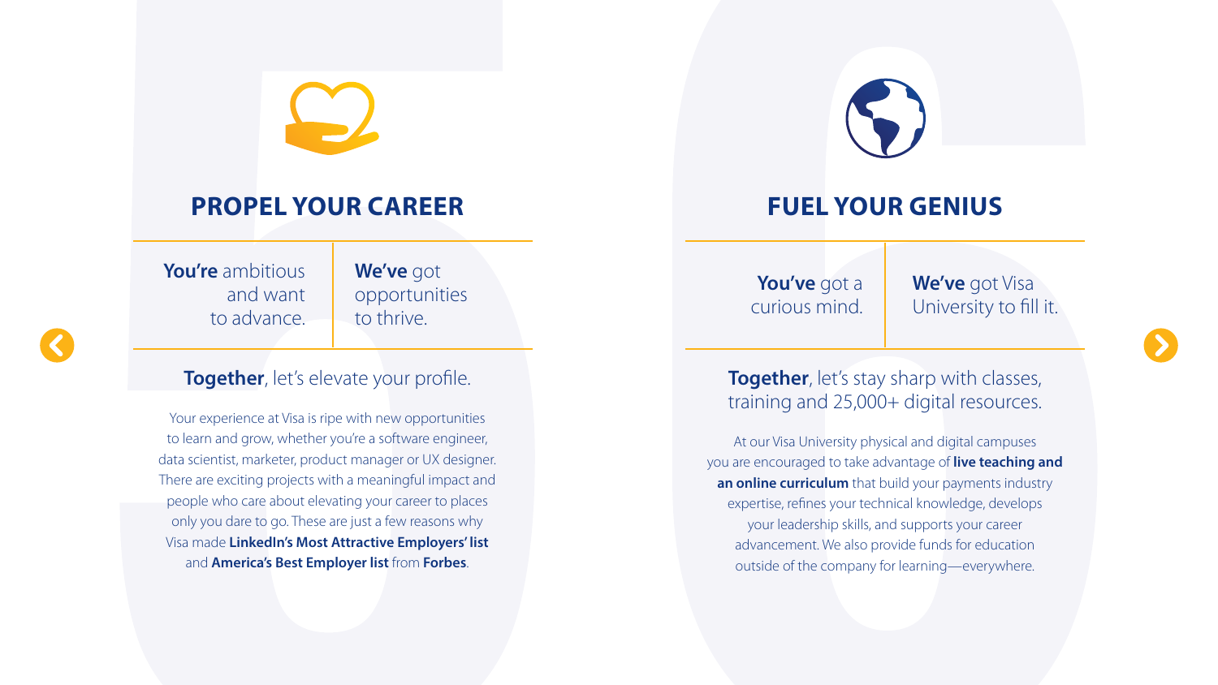## PROPEL YOUR CAREER

| **You're** ambitious and want to advance. | **We've** got opportunities to thrive. |
| --- | --- |

**Together**, let's elevate your profile.

Your experience at Visa is ripe with new opportunities to learn and grow, whether you're a software engineer, data scientist, marketer, product manager or UX designer. There are exciting projects with a meaningful impact and people who care about elevating your career to places only you dare to go. These are just a few reasons why Visa made **LinkedIn's Most Attractive Employers' list** and **America's Best Employer list** from **Forbes**.

## FUEL YOUR GENIUS

| **You've** got a curious mind. | **We've** got Visa University to fill it. |
| --- | --- |

**Together**, let's stay sharp with classes, training and 25,000+ digital resources.

At our Visa University physical and digital campuses you are encouraged to take advantage of **live teaching and an online curriculum** that build your payments industry expertise, refines your technical knowledge, develops your leadership skills, and supports your career advancement. We also provide funds for education outside of the company for learning—everywhere.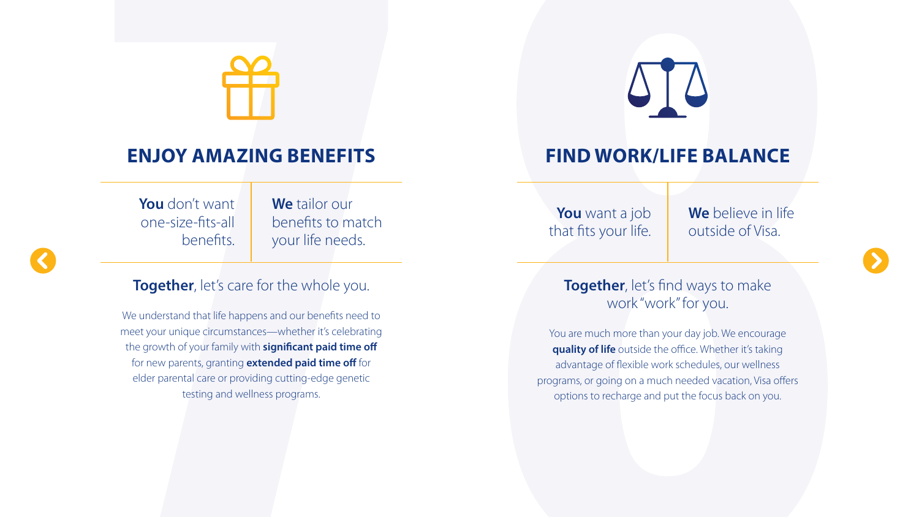## ENJOY AMAZING BENEFITS

**You** don't want one-size-fits-all benefits.

**We** tailor our benefits to match your life needs.

**Together**, let's care for the whole you.

We understand that life happens and our benefits need to meet your unique circumstances—whether it's celebrating the growth of your family with **significant paid time off** for new parents, granting **extended paid time off** for elder parental care or providing cutting-edge genetic testing and wellness programs.

## FIND WORK/LIFE BALANCE

**You** want a job that fits your life.

**We** believe in life outside of Visa.

**Together**, let's find ways to make work "work" for you.

You are much more than your day job. We encourage **quality of life** outside the office. Whether it's taking advantage of flexible work schedules, our wellness programs, or going on a much needed vacation, Visa offers options to recharge and put the focus back on you.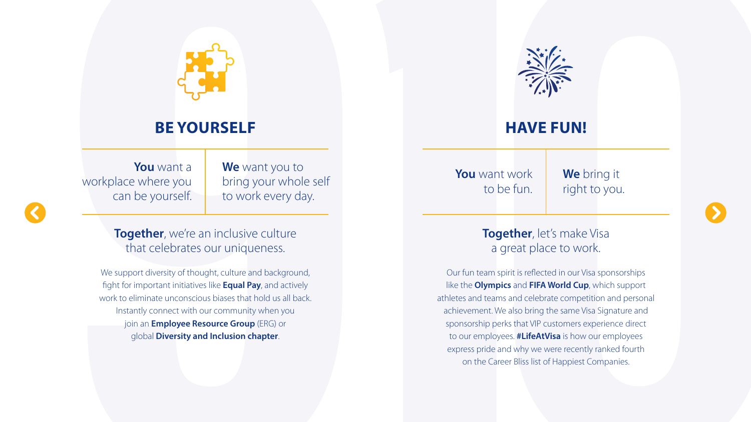## BE YOURSELF

**You** want a workplace where you can be yourself.

**We** want you to bring your whole self to work every day.

**Together**, we're an inclusive culture that celebrates our uniqueness.

We support diversity of thought, culture and background, fight for important initiatives like **Equal Pay**, and actively work to eliminate unconscious biases that hold us all back. Instantly connect with our community when you join an **Employee Resource Group** (ERG) or global **Diversity and Inclusion chapter**.

## HAVE FUN!

**You** want work to be fun.

**We** bring it right to you.

**Together**, let's make Visa a great place to work.

Our fun team spirit is reflected in our Visa sponsorships like the **Olympics** and **FIFA World Cup**, which support athletes and teams and celebrate competition and personal achievement. We also bring the same Visa Signature and sponsorship perks that VIP customers experience direct to our employees. **#LifeAtVisa** is how our employees express pride and why we were recently ranked fourth on the Career Bliss list of Happiest Companies.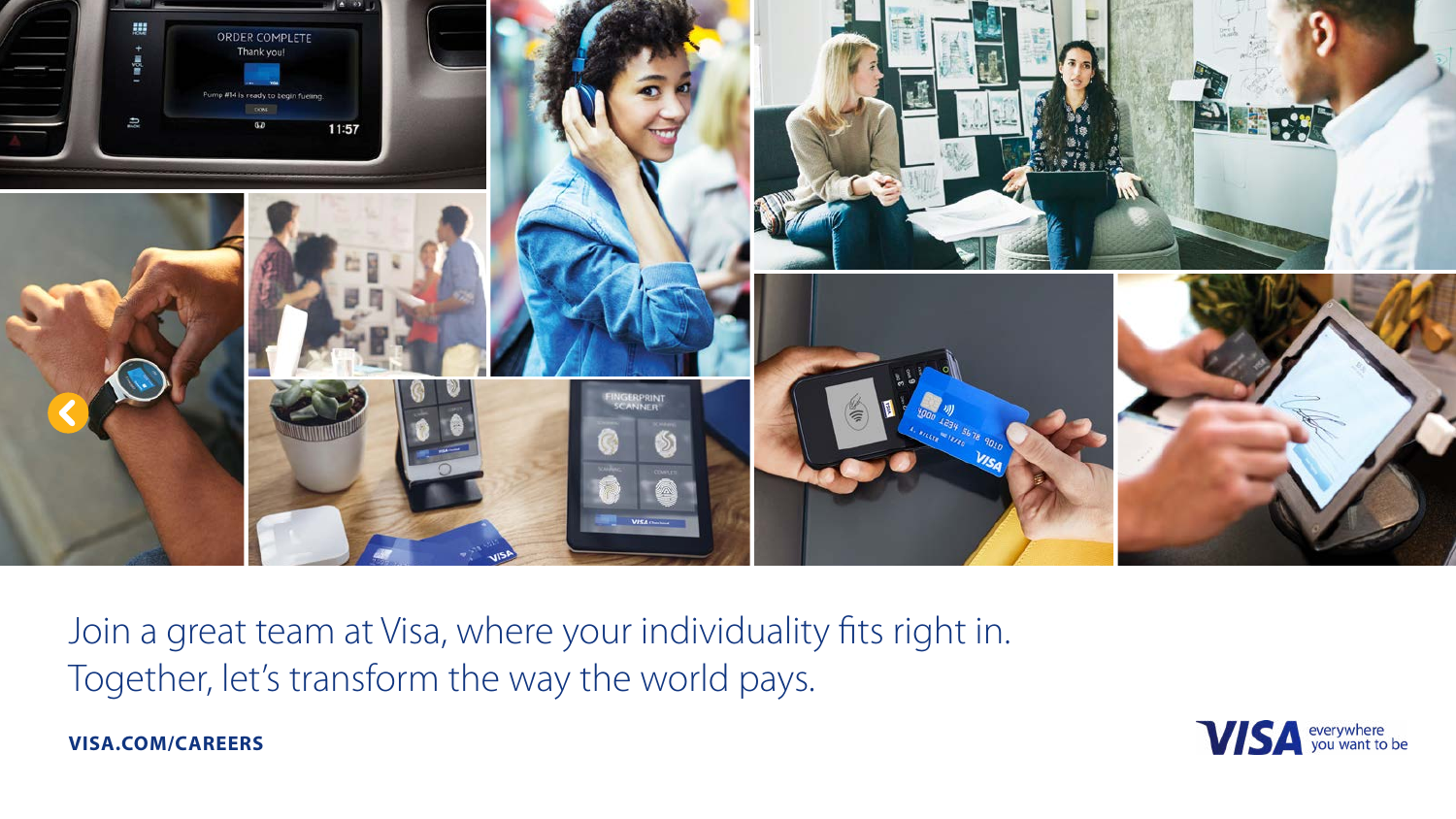Join a great team at Visa, where your individuality fits right in.
Together, let's transform the way the world pays.

**VISA.COM/CAREERS**

VISA everywhere you want to be